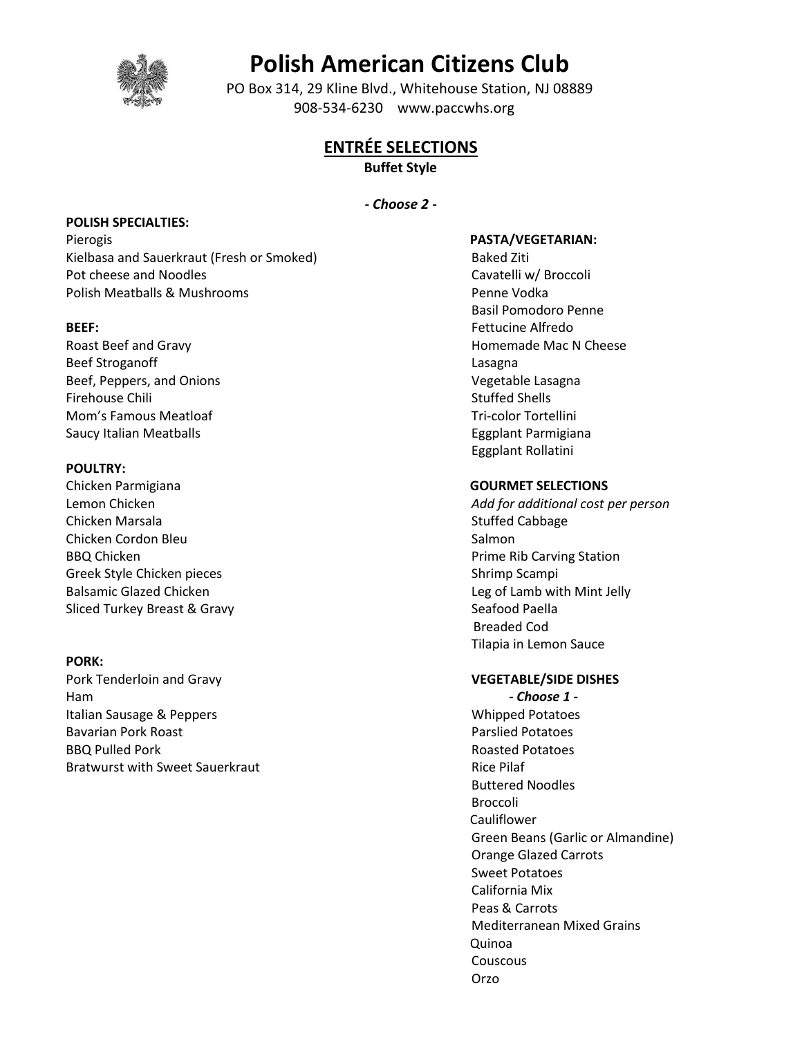# Polish American Citizens Club

PO Box 314, 29 Kline Blvd., Whitehouse Station, NJ 08889
908-534-6230 www.paccwhs.org

## ENTRÉE SELECTIONS

**Buffet Style**

***- Choose 2 -***

**POLISH SPECIALTIES:**

Pierogis
Kielbasa and Sauerkraut (Fresh or Smoked)
Pot cheese and Noodles
Polish Meatballs & Mushrooms

**BEEF:**

Roast Beef and Gravy
Beef Stroganoff
Beef, Peppers, and Onions
Firehouse Chili
Mom's Famous Meatloaf
Saucy Italian Meatballs

**POULTRY:**

Chicken Parmigiana
Lemon Chicken
Chicken Marsala
Chicken Cordon Bleu
BBQ Chicken
Greek Style Chicken pieces
Balsamic Glazed Chicken
Sliced Turkey Breast & Gravy

**PORK:**

Pork Tenderloin and Gravy
Ham
Italian Sausage & Peppers
Bavarian Pork Roast
BBQ Pulled Pork
Bratwurst with Sweet Sauerkraut

**PASTA/VEGETARIAN:**

Baked Ziti
Cavatelli w/ Broccoli
Penne Vodka
Basil Pomodoro Penne
Fettucine Alfredo
Homemade Mac N Cheese
Lasagna
Vegetable Lasagna
Stuffed Shells
Tri-color Tortellini
Eggplant Parmigiana
Eggplant Rollatini

**GOURMET SELECTIONS**

*Add for additional cost per person*

Stuffed Cabbage
Salmon
Prime Rib Carving Station
Shrimp Scampi
Leg of Lamb with Mint Jelly
Seafood Paella
Breaded Cod
Tilapia in Lemon Sauce

**VEGETABLE/SIDE DISHES**

***- Choose 1 -***

Whipped Potatoes
Parslied Potatoes
Roasted Potatoes
Rice Pilaf
Buttered Noodles
Broccoli
Cauliflower
Green Beans (Garlic or Almandine)
Orange Glazed Carrots
Sweet Potatoes
California Mix
Peas & Carrots
Mediterranean Mixed Grains
Quinoa
Couscous
Orzo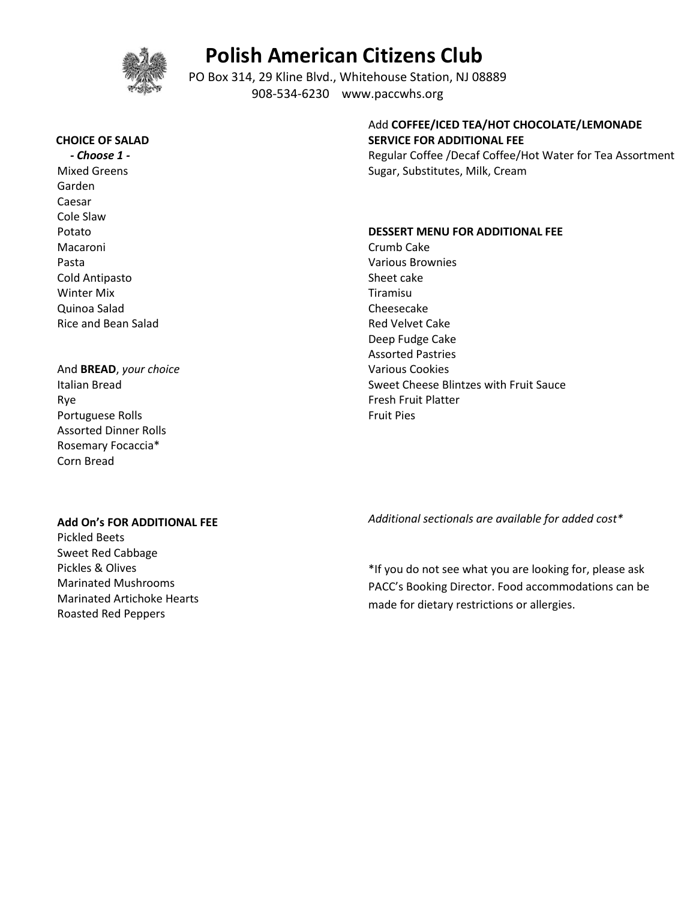# Polish American Citizens Club

PO Box 314, 29 Kline Blvd., Whitehouse Station, NJ 08889
908-534-6230 www.paccwhs.org

**CHOICE OF SALAD**
***- Choose 1 -***

Mixed Greens
Garden
Caesar
Cole Slaw
Potato
Macaroni
Pasta
Cold Antipasto
Winter Mix
Quinoa Salad
Rice and Bean Salad

And **BREAD**, *your choice*

Italian Bread
Rye
Portuguese Rolls
Assorted Dinner Rolls
Rosemary Focaccia*
Corn Bread

**Add On's FOR ADDITIONAL FEE**

Pickled Beets
Sweet Red Cabbage
Pickles & Olives
Marinated Mushrooms
Marinated Artichoke Hearts
Roasted Red Peppers

Add **COFFEE/ICED TEA/HOT CHOCOLATE/LEMONADE SERVICE FOR ADDITIONAL FEE**

Regular Coffee /Decaf Coffee/Hot Water for Tea Assortment
Sugar, Substitutes, Milk, Cream

**DESSERT MENU FOR ADDITIONAL FEE**

Crumb Cake
Various Brownies
Sheet cake
Tiramisu
Cheesecake
Red Velvet Cake
Deep Fudge Cake
Assorted Pastries
Various Cookies
Sweet Cheese Blintzes with Fruit Sauce
Fresh Fruit Platter
Fruit Pies

*Additional sectionals are available for added cost**

*If you do not see what you are looking for, please ask PACC's Booking Director. Food accommodations can be made for dietary restrictions or allergies.